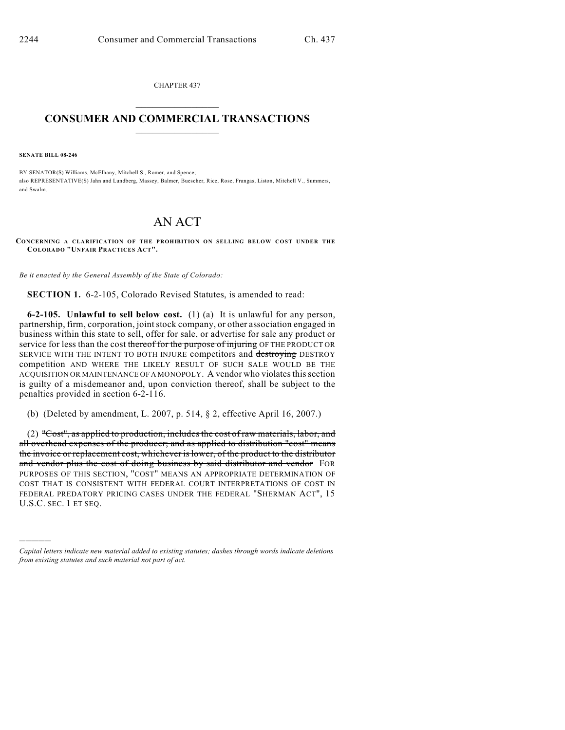CHAPTER 437

# CONSUMER AND COMMERCIAL TRANSACTIONS

**SENATE BILL 08-246**

BY SENATOR(S) Williams, McElhany, Mitchell S., Romer, and Spence;
also REPRESENTATIVE(S) Jahn and Lundberg, Massey, Balmer, Buescher, Rice, Rose, Frangas, Liston, Mitchell V., Summers, and Swalm.

# AN ACT

**CONCERNING A CLARIFICATION OF THE PROHIBITION ON SELLING BELOW COST UNDER THE COLORADO "UNFAIR PRACTICES ACT".**

*Be it enacted by the General Assembly of the State of Colorado:*

**SECTION 1.** 6-2-105, Colorado Revised Statutes, is amended to read:

**6-2-105. Unlawful to sell below cost.** (1) (a) It is unlawful for any person, partnership, firm, corporation, joint stock company, or other association engaged in business within this state to sell, offer for sale, or advertise for sale any product or service for less than the cost ~~thereof for the purpose of injuring~~ OF THE PRODUCT OR SERVICE WITH THE INTENT TO BOTH INJURE competitors and ~~destroying~~ DESTROY competition AND WHERE THE LIKELY RESULT OF SUCH SALE WOULD BE THE ACQUISITION OR MAINTENANCE OF A MONOPOLY. A vendor who violates this section is guilty of a misdemeanor and, upon conviction thereof, shall be subject to the penalties provided in section 6-2-116.

(b) (Deleted by amendment, L. 2007, p. 514, § 2, effective April 16, 2007.)

(2) ~~"Cost", as applied to production, includes the cost of raw materials, labor, and all overhead expenses of the producer; and as applied to distribution "cost" means the invoice or replacement cost, whichever is lower, of the product to the distributor and vendor plus the cost of doing business by said distributor and vendor~~ FOR PURPOSES OF THIS SECTION, "COST" MEANS AN APPROPRIATE DETERMINATION OF COST THAT IS CONSISTENT WITH FEDERAL COURT INTERPRETATIONS OF COST IN FEDERAL PREDATORY PRICING CASES UNDER THE FEDERAL "SHERMAN ACT", 15 U.S.C. SEC. 1 ET SEQ.

---

*Capital letters indicate new material added to existing statutes; dashes through words indicate deletions from existing statutes and such material not part of act.*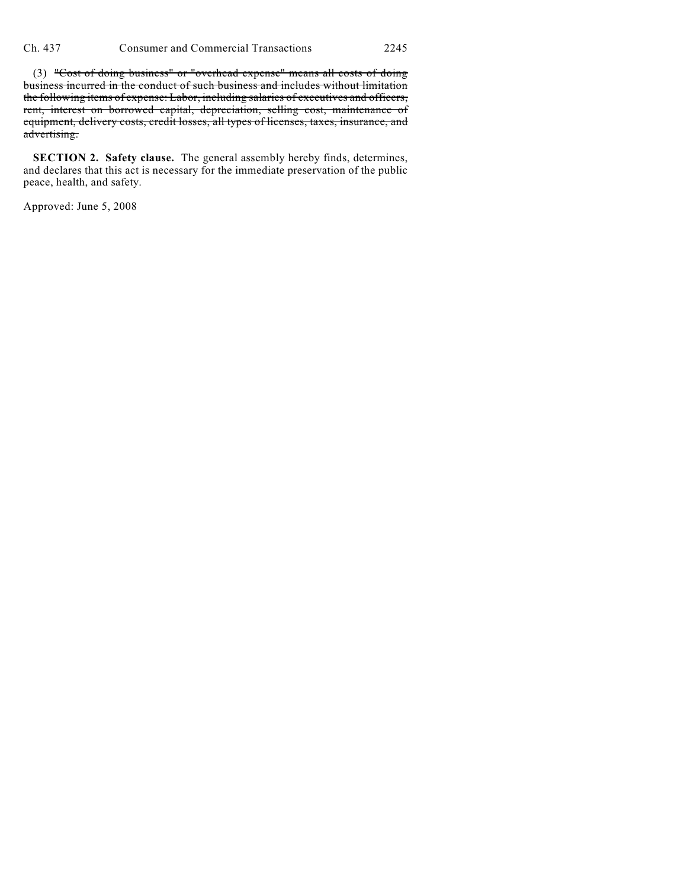(3) ~~"Cost of doing business" or "overhead expense" means all costs of doing business incurred in the conduct of such business and includes without limitation the following items of expense: Labor, including salaries of executives and officers, rent, interest on borrowed capital, depreciation, selling cost, maintenance of equipment, delivery costs, credit losses, all types of licenses, taxes, insurance, and advertising.~~

**SECTION 2. Safety clause.** The general assembly hereby finds, determines, and declares that this act is necessary for the immediate preservation of the public peace, health, and safety.

Approved: June 5, 2008